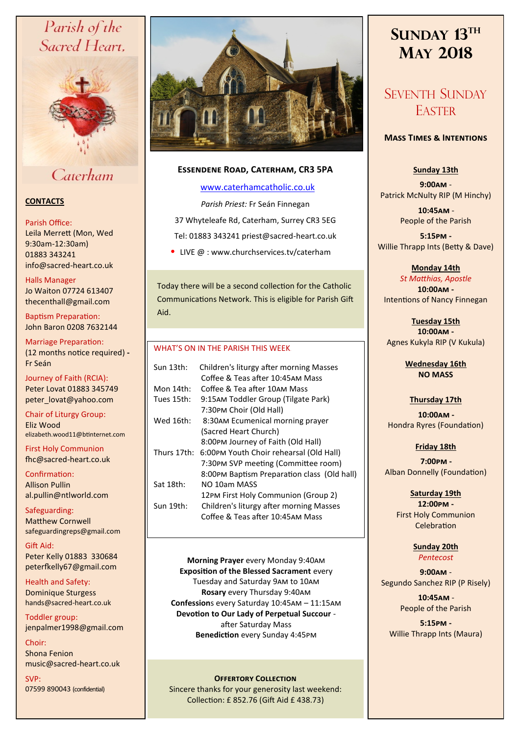# Parish of the Sacred Heart, Caterham

**CONTACTS**

Parish Office:
Leila Merrett (Mon, Wed 9:30am-12:30am)
01883 343241
info@sacred-heart.co.uk

Halls Manager
Jo Waiton 07724 613407
thecenthall@gmail.com

Baptism Preparation:
John Baron 0208 7632144

Marriage Preparation:
(12 months notice required) - Fr Seán

Journey of Faith (RCIA):
Peter Lovat 01883 345749
peter_lovat@yahoo.com

Chair of Liturgy Group:
Eliz Wood
elizabeth.wood11@btinternet.com

First Holy Communion
fhc@sacred-heart.co.uk

Confirmation:
Allison Pullin
al.pullin@ntlworld.com

Safeguarding:
Matthew Cornwell
safeguardingreps@gmail.com

Gift Aid:
Peter Kelly 01883 330684
peterfkelly67@gmail.com

Health and Safety:
Dominique Sturgess
hands@sacred-heart.co.uk

Toddler group:
jenpalmer1998@gmail.com

Choir:
Shona Fenion
music@sacred-heart.co.uk

SVP:
07599 890043 (confidential)

## Essendene Road, Caterham, CR3 5PA

www.caterhamcatholic.co.uk

*Parish Priest:* Fr Seán Finnegan

37 Whyteleafe Rd, Caterham, Surrey CR3 5EG

Tel: 01883 343241 priest@sacred-heart.co.uk

- LIVE @ : www.churchservices.tv/caterham

Today there will be a second collection for the Catholic Communications Network. This is eligible for Parish Gift Aid.

### WHAT'S ON IN THE PARISH THIS WEEK

| | |
|---|---|
| Sun 13th: | Children's liturgy after morning Masses<br>Coffee & Teas after 10:45AM Mass |
| Mon 14th: | Coffee & Tea after 10AM Mass |
| Tues 15th: | 9:15AM Toddler Group (Tilgate Park)<br>7:30PM Choir (Old Hall) |
| Wed 16th: | 8:30AM Ecumenical morning prayer (Sacred Heart Church)<br>8:00PM Journey of Faith (Old Hall) |
| Thurs 17th: | 6:00PM Youth Choir rehearsal (Old Hall)<br>7:30PM SVP meeting (Committee room)<br>8:00PM Baptism Preparation class (Old hall) |
| Sat 18th: | NO 10am MASS<br>12PM First Holy Communion (Group 2) |
| Sun 19th: | Children's liturgy after morning Masses<br>Coffee & Teas after 10:45AM Mass |

**Morning Prayer** every Monday 9:40AM
**Exposition of the Blessed Sacrament** every Tuesday and Saturday 9AM to 10AM
**Rosary** every Thursday 9:40AM
**Confessions** every Saturday 10:45AM – 11:15AM
**Devotion to Our Lady of Perpetual Succour** - after Saturday Mass
**Benediction** every Sunday 4:45PM

**OFFERTORY COLLECTION**
Sincere thanks for your generosity last weekend:
Collection: £ 852.76 (Gift Aid £ 438.73)

## Sunday 13th May 2018

## Seventh Sunday Easter

### Mass Times & Intentions

**Sunday 13th**
**9:00AM** - Patrick McNulty RIP (M Hinchy)
**10:45AM** - People of the Parish
**5:15PM** - Willie Thrapp Ints (Betty & Dave)

**Monday 14th**
*St Matthias, Apostle*
**10:00AM** - Intentions of Nancy Finnegan

**Tuesday 15th**
**10:00AM** - Agnes Kukyla RIP (V Kukula)

**Wednesday 16th**
**NO MASS**

**Thursday 17th**
**10:00AM** - Hondra Ryres (Foundation)

**Friday 18th**
**7:00PM** - Alban Donnelly (Foundation)

**Saturday 19th**
**12:00PM** - First Holy Communion Celebration

**Sunday 20th**
*Pentecost*
**9:00AM** - Segundo Sanchez RIP (P Risely)
**10:45AM** - People of the Parish
**5:15PM** - Willie Thrapp Ints (Maura)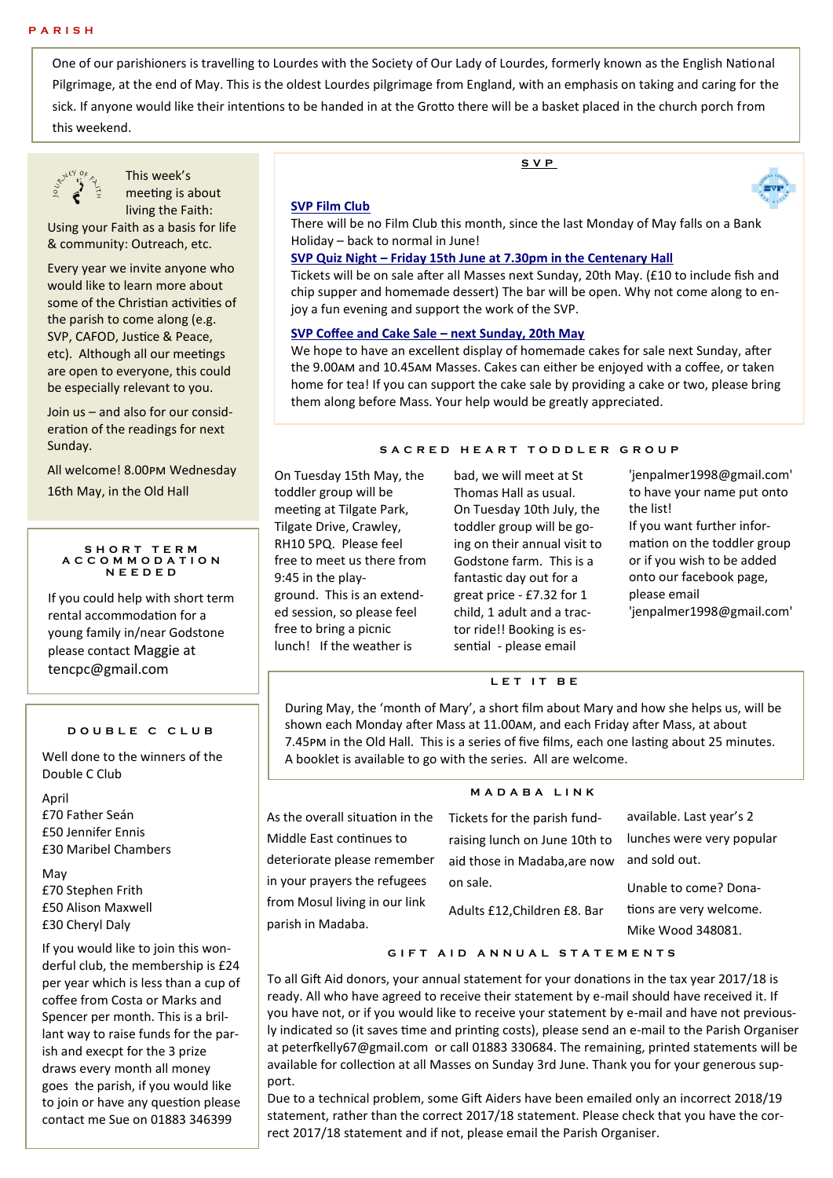# PARISH

One of our parishioners is travelling to Lourdes with the Society of Our Lady of Lourdes, formerly known as the English National Pilgrimage, at the end of May. This is the oldest Lourdes pilgrimage from England, with an emphasis on taking and caring for the sick. If anyone would like their intentions to be handed in at the Grotto there will be a basket placed in the church porch from this weekend.

This week's meeting is about living the Faith: Using your Faith as a basis for life & community: Outreach, etc.

Every year we invite anyone who would like to learn more about some of the Christian activities of the parish to come along (e.g. SVP, CAFOD, Justice & Peace, etc). Although all our meetings are open to everyone, this could be especially relevant to you.

Join us – and also for our consideration of the readings for next Sunday.

All welcome! 8.00PM Wednesday 16th May, in the Old Hall

## SHORT TERM ACCOMMODATION NEEDED

If you could help with short term rental accommodation for a young family in/near Godstone please contact Maggie at tencpc@gmail.com

## DOUBLE C CLUB

Well done to the winners of the Double C Club

April
£70 Father Seán
£50 Jennifer Ennis
£30 Maribel Chambers

May
£70 Stephen Frith
£50 Alison Maxwell
£30 Cheryl Daly

If you would like to join this wonderful club, the membership is £24 per year which is less than a cup of coffee from Costa or Marks and Spencer per month. This is a brillant way to raise funds for the parish and execpt for the 3 prize draws every month all money goes the parish, if you would like to join or have any question please contact me Sue on 01883 346399

## SVP

**SVP Film Club**

There will be no Film Club this month, since the last Monday of May falls on a Bank Holiday – back to normal in June!

**SVP Quiz Night – Friday 15th June at 7.30pm in the Centenary Hall**

Tickets will be on sale after all Masses next Sunday, 20th May. (£10 to include fish and chip supper and homemade dessert) The bar will be open. Why not come along to enjoy a fun evening and support the work of the SVP.

**SVP Coffee and Cake Sale – next Sunday, 20th May**

We hope to have an excellent display of homemade cakes for sale next Sunday, after the 9.00AM and 10.45AM Masses. Cakes can either be enjoyed with a coffee, or taken home for tea! If you can support the cake sale by providing a cake or two, please bring them along before Mass. Your help would be greatly appreciated.

## SACRED HEART TODDLER GROUP

On Tuesday 15th May, the toddler group will be meeting at Tilgate Park, Tilgate Drive, Crawley, RH10 5PQ. Please feel free to meet us there from 9:45 in the playground. This is an extended session, so please feel free to bring a picnic lunch! If the weather is bad, we will meet at St Thomas Hall as usual.

On Tuesday 10th July, the toddler group will be going on their annual visit to Godstone farm. This is a fantastic day out for a great price - £7.32 for 1 child, 1 adult and a tractor ride!! Booking is essential - please email 'jenpalmer1998@gmail.com' to have your name put onto the list!

If you want further information on the toddler group or if you wish to be added onto our facebook page, please email 'jenpalmer1998@gmail.com'

## LET IT BE

During May, the 'month of Mary', a short film about Mary and how she helps us, will be shown each Monday after Mass at 11.00AM, and each Friday after Mass, at about 7.45PM in the Old Hall. This is a series of five films, each one lasting about 25 minutes. A booklet is available to go with the series. All are welcome.

## MADABA LINK

As the overall situation in the Middle East continues to deteriorate please remember in your prayers the refugees from Mosul living in our link parish in Madaba.

Tickets for the parish fundraising lunch on June 10th to aid those in Madaba,are now on sale.

Adults £12,Children £8. Bar available. Last year's 2 lunches were very popular and sold out.

Unable to come? Donations are very welcome. Mike Wood 348081.

## GIFT AID ANNUAL STATEMENTS

To all Gift Aid donors, your annual statement for your donations in the tax year 2017/18 is ready. All who have agreed to receive their statement by e-mail should have received it. If you have not, or if you would like to receive your statement by e-mail and have not previously indicated so (it saves time and printing costs), please send an e-mail to the Parish Organiser at peterfkelly67@gmail.com or call 01883 330684. The remaining, printed statements will be available for collection at all Masses on Sunday 3rd June. Thank you for your generous support.

Due to a technical problem, some Gift Aiders have been emailed only an incorrect 2018/19 statement, rather than the correct 2017/18 statement. Please check that you have the correct 2017/18 statement and if not, please email the Parish Organiser.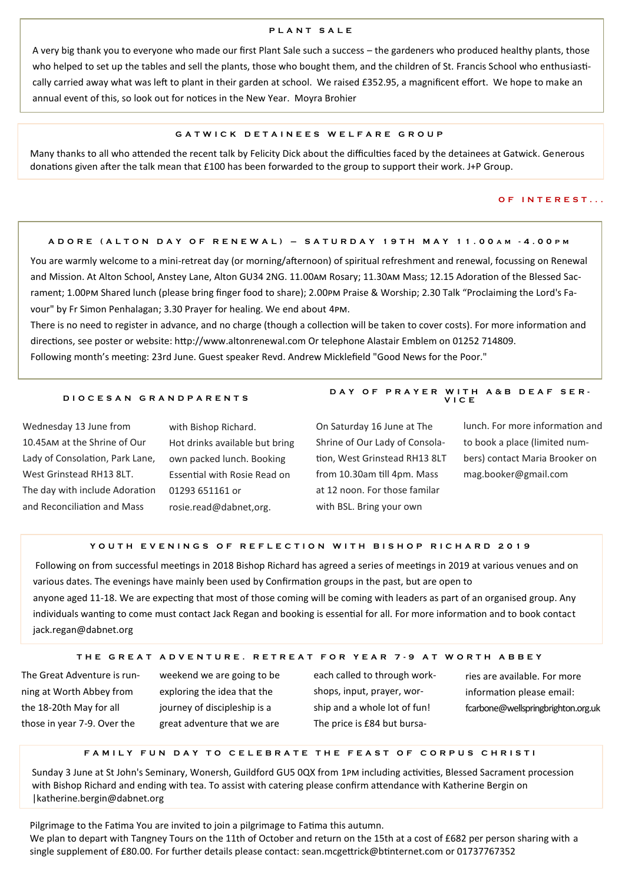## PLANT SALE

A very big thank you to everyone who made our first Plant Sale such a success – the gardeners who produced healthy plants, those who helped to set up the tables and sell the plants, those who bought them, and the children of St. Francis School who enthusiastically carried away what was left to plant in their garden at school. We raised £352.95, a magnificent effort. We hope to make an annual event of this, so look out for notices in the New Year. Moyra Brohier

## GATWICK DETAINEES WELFARE GROUP

Many thanks to all who attended the recent talk by Felicity Dick about the difficulties faced by the detainees at Gatwick. Generous donations given after the talk mean that £100 has been forwarded to the group to support their work. J+P Group.

# OF INTEREST...

## ADORE (ALTON DAY OF RENEWAL) – SATURDAY 19TH MAY 11.00AM -4.00PM

You are warmly welcome to a mini-retreat day (or morning/afternoon) of spiritual refreshment and renewal, focussing on Renewal and Mission. At Alton School, Anstey Lane, Alton GU34 2NG. 11.00AM Rosary; 11.30AM Mass; 12.15 Adoration of the Blessed Sacrament; 1.00PM Shared lunch (please bring finger food to share); 2.00PM Praise & Worship; 2.30 Talk "Proclaiming the Lord's Favour" by Fr Simon Penhalagan; 3.30 Prayer for healing. We end about 4PM.

There is no need to register in advance, and no charge (though a collection will be taken to cover costs). For more information and directions, see poster or website: http://www.altonrenewal.com Or telephone Alastair Emblem on 01252 714809.

Following month's meeting: 23rd June. Guest speaker Revd. Andrew Micklefield "Good News for the Poor."

## DIOCESAN GRANDPARENTS

Wednesday 13 June from 10.45AM at the Shrine of Our Lady of Consolation, Park Lane, West Grinstead RH13 8LT. The day with include Adoration and Reconciliation and Mass with Bishop Richard. Hot drinks available but bring own packed lunch. Booking Essential with Rosie Read on 01293 651161 or rosie.read@dabnet,org.

## DAY OF PRAYER WITH A&B DEAF SERVICE

On Saturday 16 June at The Shrine of Our Lady of Consolation, West Grinstead RH13 8LT from 10.30am till 4pm. Mass at 12 noon. For those familar with BSL. Bring your own lunch. For more information and to book a place (limited numbers) contact Maria Brooker on mag.booker@gmail.com

## YOUTH EVENINGS OF REFLECTION WITH BISHOP RICHARD 2019

Following on from successful meetings in 2018 Bishop Richard has agreed a series of meetings in 2019 at various venues and on various dates. The evenings have mainly been used by Confirmation groups in the past, but are open to anyone aged 11-18. We are expecting that most of those coming will be coming with leaders as part of an organised group. Any individuals wanting to come must contact Jack Regan and booking is essential for all. For more information and to book contact jack.regan@dabnet.org

## THE GREAT ADVENTURE. RETREAT FOR YEAR 7-9 AT WORTH ABBEY

The Great Adventure is running at Worth Abbey from the 18-20th May for all those in year 7-9. Over the weekend we are going to be exploring the idea that the journey of discipleship is a great adventure that we are each called to through workshops, input, prayer, worship and a whole lot of fun! The price is £84 but bursaries are available. For more information please email: fcarbone@wellspringbrighton.org.uk

## FAMILY FUN DAY TO CELEBRATE THE FEAST OF CORPUS CHRISTI

Sunday 3 June at St John's Seminary, Wonersh, Guildford GU5 0QX from 1PM including activities, Blessed Sacrament procession with Bishop Richard and ending with tea. To assist with catering please confirm attendance with Katherine Bergin on |katherine.bergin@dabnet.org

Pilgrimage to the Fatima You are invited to join a pilgrimage to Fatima this autumn.
We plan to depart with Tangney Tours on the 11th of October and return on the 15th at a cost of £682 per person sharing with a single supplement of £80.00. For further details please contact: sean.mcgettrick@btinternet.com or 01737767352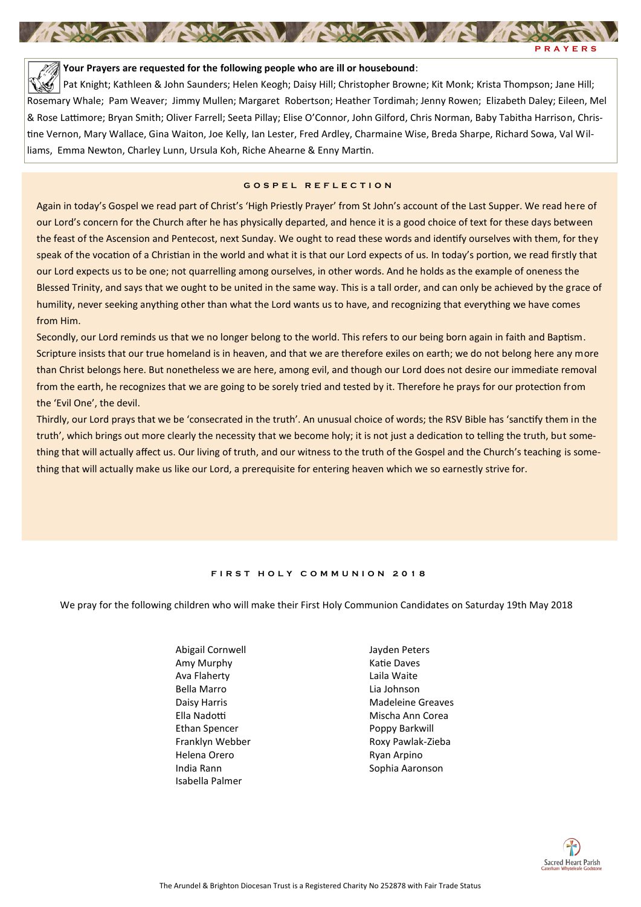**Your Prayers are requested for the following people who are ill or housebound**:

Pat Knight; Kathleen & John Saunders; Helen Keogh; Daisy Hill; Christopher Browne; Kit Monk; Krista Thompson; Jane Hill; Rosemary Whale; Pam Weaver; Jimmy Mullen; Margaret Robertson; Heather Tordimah; Jenny Rowen; Elizabeth Daley; Eileen, Mel & Rose Lattimore; Bryan Smith; Oliver Farrell; Seeta Pillay; Elise O'Connor, John Gilford, Chris Norman, Baby Tabitha Harrison, Christine Vernon, Mary Wallace, Gina Waiton, Joe Kelly, Ian Lester, Fred Ardley, Charmaine Wise, Breda Sharpe, Richard Sowa, Val Williams, Emma Newton, Charley Lunn, Ursula Koh, Riche Ahearne & Enny Martin.

## GOSPEL REFLECTION

Again in today's Gospel we read part of Christ's 'High Priestly Prayer' from St John's account of the Last Supper. We read here of our Lord's concern for the Church after he has physically departed, and hence it is a good choice of text for these days between the feast of the Ascension and Pentecost, next Sunday. We ought to read these words and identify ourselves with them, for they speak of the vocation of a Christian in the world and what it is that our Lord expects of us. In today's portion, we read firstly that our Lord expects us to be one; not quarrelling among ourselves, in other words. And he holds as the example of oneness the Blessed Trinity, and says that we ought to be united in the same way. This is a tall order, and can only be achieved by the grace of humility, never seeking anything other than what the Lord wants us to have, and recognizing that everything we have comes from Him.

Secondly, our Lord reminds us that we no longer belong to the world. This refers to our being born again in faith and Baptism. Scripture insists that our true homeland is in heaven, and that we are therefore exiles on earth; we do not belong here any more than Christ belongs here. But nonetheless we are here, among evil, and though our Lord does not desire our immediate removal from the earth, he recognizes that we are going to be sorely tried and tested by it. Therefore he prays for our protection from the 'Evil One', the devil.

Thirdly, our Lord prays that we be 'consecrated in the truth'. An unusual choice of words; the RSV Bible has 'sanctify them in the truth', which brings out more clearly the necessity that we become holy; it is not just a dedication to telling the truth, but something that will actually affect us. Our living of truth, and our witness to the truth of the Gospel and the Church's teaching is something that will actually make us like our Lord, a prerequisite for entering heaven which we so earnestly strive for.

## FIRST HOLY COMMUNION 2018

We pray for the following children who will make their First Holy Communion Candidates on Saturday 19th May 2018

Abigail Cornwell
Amy Murphy
Ava Flaherty
Bella Marro
Daisy Harris
Ella Nadotti
Ethan Spencer
Franklyn Webber
Helena Orero
India Rann
Isabella Palmer
Jayden Peters
Katie Daves
Laila Waite
Lia Johnson
Madeleine Greaves
Mischa Ann Corea
Poppy Barkwill
Roxy Pawlak-Zieba
Ryan Arpino
Sophia Aaronson

Sacred Heart Parish
Caterham Whyteleafe Godstone

The Arundel & Brighton Diocesan Trust is a Registered Charity No 252878 with Fair Trade Status